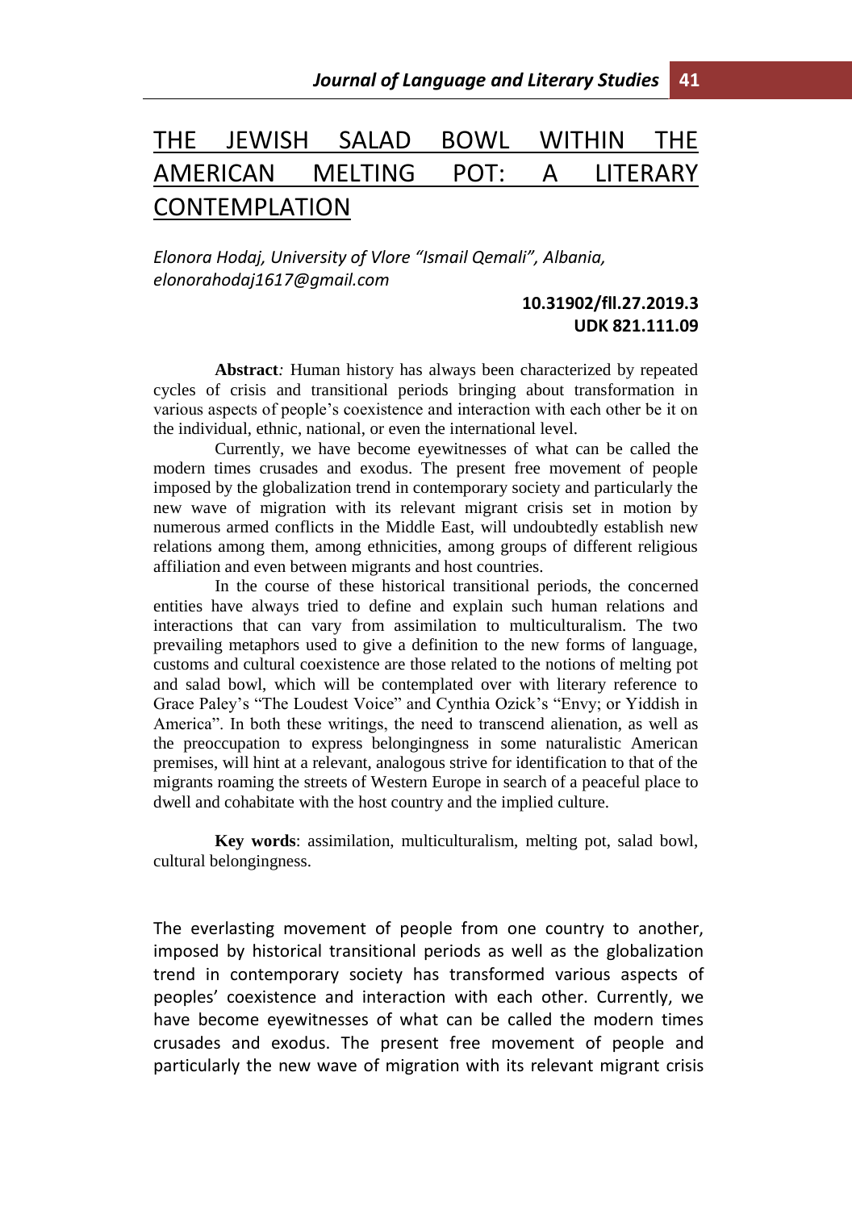# THE JEWISH SALAD BOWL WITHIN THE AMERICAN MELTING POT: A LITERARY CONTEMPLATION

*Elonora Hodaj, University of Vlore "Ismail Qemali", Albania, elonorahodaj1617@gmail.com*

**10.31902/fll.27.2019.3**
**UDK 821.111.09**

**Abstract***:* Human history has always been characterized by repeated cycles of crisis and transitional periods bringing about transformation in various aspects of people's coexistence and interaction with each other be it on the individual, ethnic, national, or even the international level.

Currently, we have become eyewitnesses of what can be called the modern times crusades and exodus. The present free movement of people imposed by the globalization trend in contemporary society and particularly the new wave of migration with its relevant migrant crisis set in motion by numerous armed conflicts in the Middle East, will undoubtedly establish new relations among them, among ethnicities, among groups of different religious affiliation and even between migrants and host countries.

In the course of these historical transitional periods, the concerned entities have always tried to define and explain such human relations and interactions that can vary from assimilation to multiculturalism. The two prevailing metaphors used to give a definition to the new forms of language, customs and cultural coexistence are those related to the notions of melting pot and salad bowl, which will be contemplated over with literary reference to Grace Paley's "The Loudest Voice" and Cynthia Ozick's "Envy; or Yiddish in America". In both these writings, the need to transcend alienation, as well as the preoccupation to express belongingness in some naturalistic American premises, will hint at a relevant, analogous strive for identification to that of the migrants roaming the streets of Western Europe in search of a peaceful place to dwell and cohabitate with the host country and the implied culture.

**Key words**: assimilation, multiculturalism, melting pot, salad bowl, cultural belongingness.

The everlasting movement of people from one country to another, imposed by historical transitional periods as well as the globalization trend in contemporary society has transformed various aspects of peoples' coexistence and interaction with each other. Currently, we have become eyewitnesses of what can be called the modern times crusades and exodus. The present free movement of people and particularly the new wave of migration with its relevant migrant crisis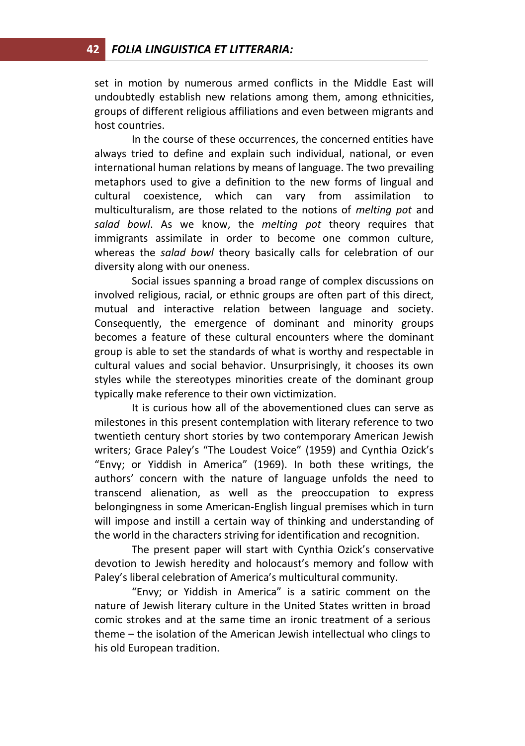set in motion by numerous armed conflicts in the Middle East will undoubtedly establish new relations among them, among ethnicities, groups of different religious affiliations and even between migrants and host countries.

In the course of these occurrences, the concerned entities have always tried to define and explain such individual, national, or even international human relations by means of language. The two prevailing metaphors used to give a definition to the new forms of lingual and cultural coexistence, which can vary from assimilation to multiculturalism, are those related to the notions of *melting pot* and *salad bowl*. As we know, the *melting pot* theory requires that immigrants assimilate in order to become one common culture, whereas the *salad bowl* theory basically calls for celebration of our diversity along with our oneness.

Social issues spanning a broad range of complex discussions on involved religious, racial, or ethnic groups are often part of this direct, mutual and interactive relation between language and society. Consequently, the emergence of dominant and minority groups becomes a feature of these cultural encounters where the dominant group is able to set the standards of what is worthy and respectable in cultural values and social behavior. Unsurprisingly, it chooses its own styles while the stereotypes minorities create of the dominant group typically make reference to their own victimization.

It is curious how all of the abovementioned clues can serve as milestones in this present contemplation with literary reference to two twentieth century short stories by two contemporary American Jewish writers; Grace Paley's "The Loudest Voice" (1959) and Cynthia Ozick's "Envy; or Yiddish in America" (1969). In both these writings, the authors' concern with the nature of language unfolds the need to transcend alienation, as well as the preoccupation to express belongingness in some American-English lingual premises which in turn will impose and instill a certain way of thinking and understanding of the world in the characters striving for identification and recognition.

The present paper will start with Cynthia Ozick's conservative devotion to Jewish heredity and holocaust's memory and follow with Paley's liberal celebration of America's multicultural community.

"Envy; or Yiddish in America" is a satiric comment on the nature of Jewish literary culture in the United States written in broad comic strokes and at the same time an ironic treatment of a serious theme – the isolation of the American Jewish intellectual who clings to his old European tradition.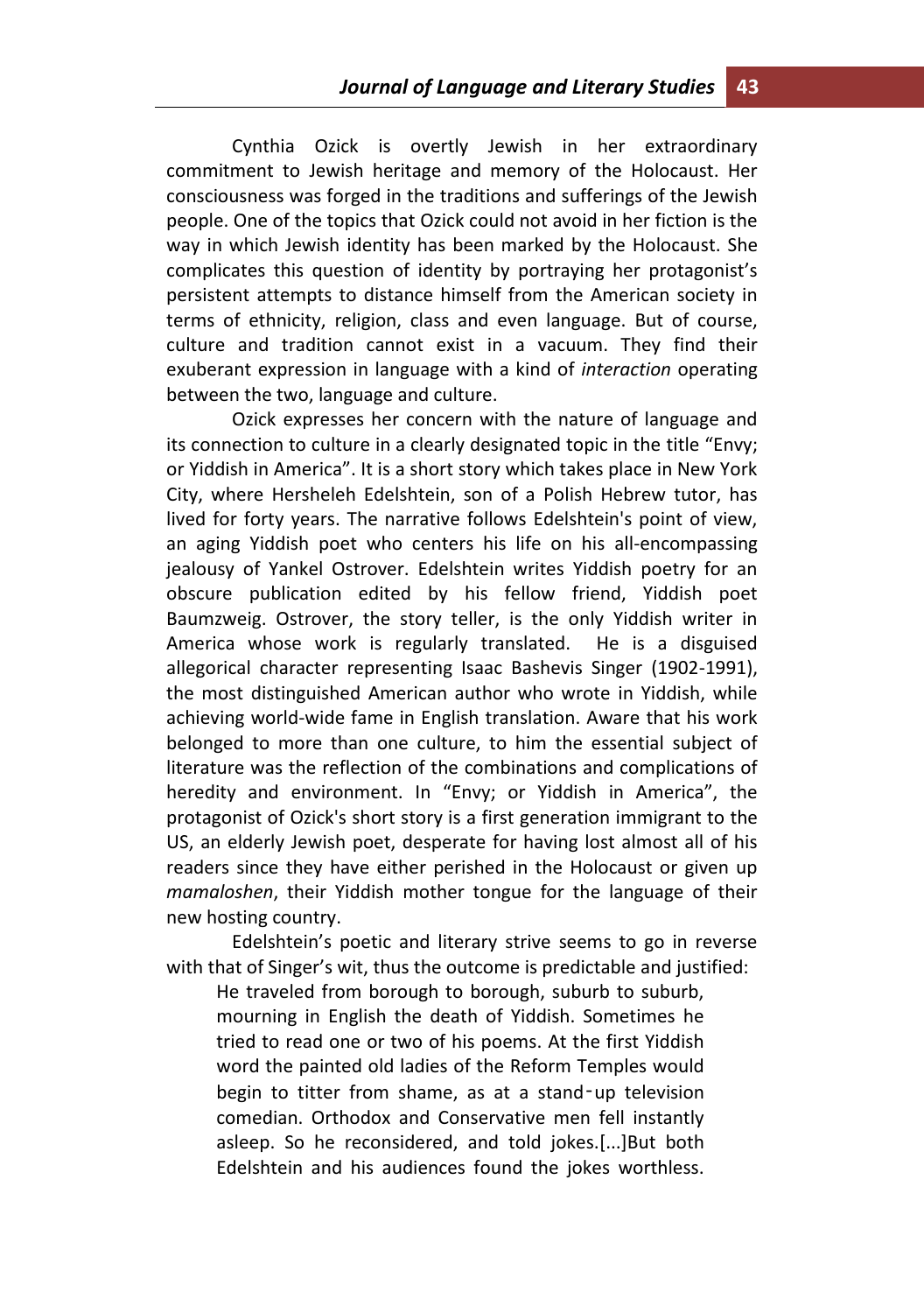Cynthia Ozick is overtly Jewish in her extraordinary commitment to Jewish heritage and memory of the Holocaust. Her consciousness was forged in the traditions and sufferings of the Jewish people. One of the topics that Ozick could not avoid in her fiction is the way in which Jewish identity has been marked by the Holocaust. She complicates this question of identity by portraying her protagonist's persistent attempts to distance himself from the American society in terms of ethnicity, religion, class and even language. But of course, culture and tradition cannot exist in a vacuum. They find their exuberant expression in language with a kind of *interaction* operating between the two, language and culture.

Ozick expresses her concern with the nature of language and its connection to culture in a clearly designated topic in the title "Envy; or Yiddish in America". It is a short story which takes place in New York City, where Hersheleh Edelshtein, son of a Polish Hebrew tutor, has lived for forty years. The narrative follows Edelshtein's point of view, an aging Yiddish poet who centers his life on his all-encompassing jealousy of Yankel Ostrover. Edelshtein writes Yiddish poetry for an obscure publication edited by his fellow friend, Yiddish poet Baumzweig. Ostrover, the story teller, is the only Yiddish writer in America whose work is regularly translated. He is a disguised allegorical character representing Isaac Bashevis Singer (1902-1991), the most distinguished American author who wrote in Yiddish, while achieving world-wide fame in English translation. Aware that his work belonged to more than one culture, to him the essential subject of literature was the reflection of the combinations and complications of heredity and environment. In "Envy; or Yiddish in America", the protagonist of Ozick's short story is a first generation immigrant to the US, an elderly Jewish poet, desperate for having lost almost all of his readers since they have either perished in the Holocaust or given up *mamaloshen*, their Yiddish mother tongue for the language of their new hosting country.

Edelshtein's poetic and literary strive seems to go in reverse with that of Singer's wit, thus the outcome is predictable and justified:

> He traveled from borough to borough, suburb to suburb, mourning in English the death of Yiddish. Sometimes he tried to read one or two of his poems. At the first Yiddish word the painted old ladies of the Reform Temples would begin to titter from shame, as at a stand-up television comedian. Orthodox and Conservative men fell instantly asleep. So he reconsidered, and told jokes.[...]But both Edelshtein and his audiences found the jokes worthless.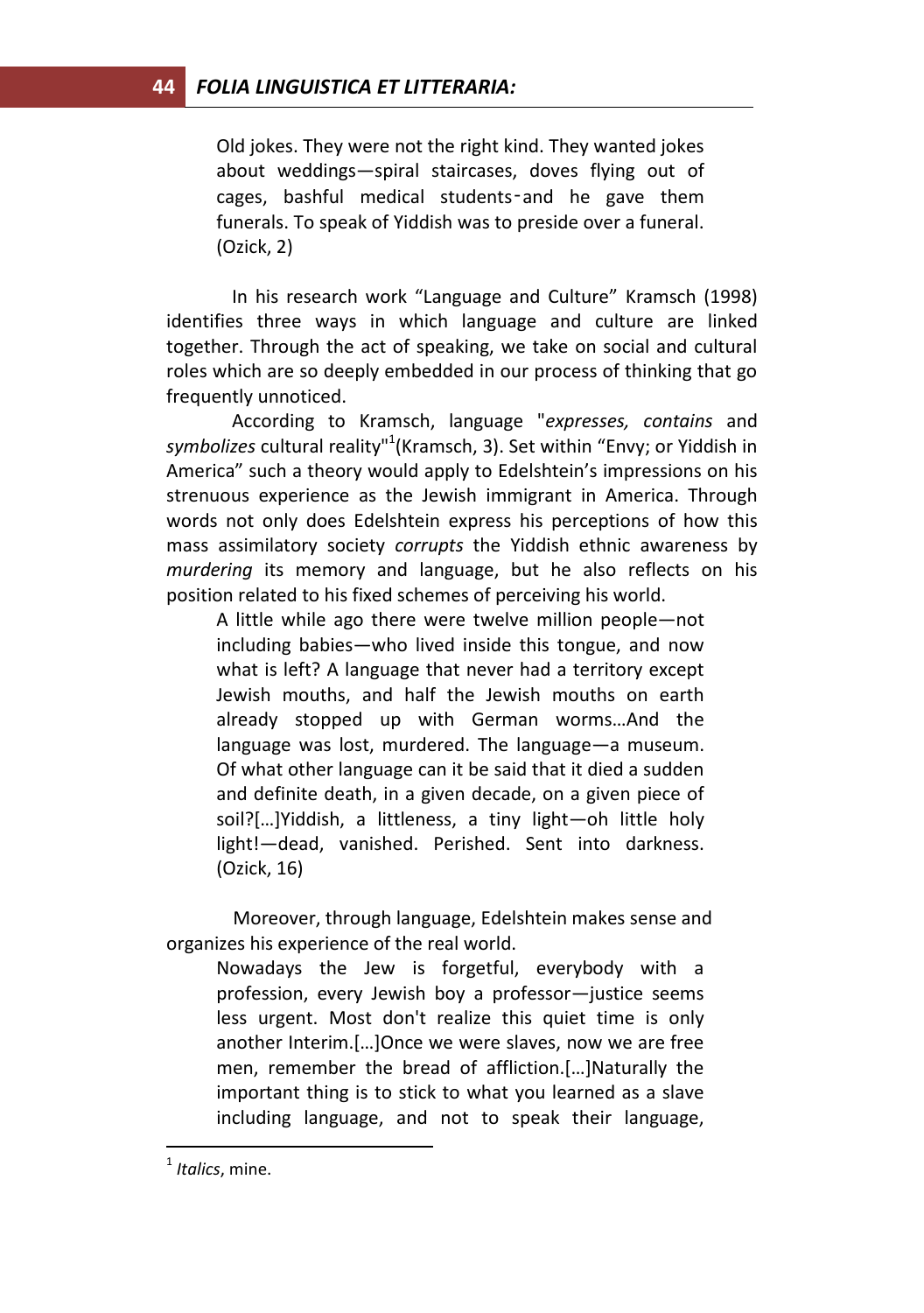> Old jokes. They were not the right kind. They wanted jokes about weddings—spiral staircases, doves flying out of cages, bashful medical students‑and he gave them funerals. To speak of Yiddish was to preside over a funeral. (Ozick, 2)

In his research work "Language and Culture" Kramsch (1998) identifies three ways in which language and culture are linked together. Through the act of speaking, we take on social and cultural roles which are so deeply embedded in our process of thinking that go frequently unnoticed.

According to Kramsch, language "*expresses, contains* and *symbolizes* cultural reality"[1](Kramsch, 3). Set within "Envy; or Yiddish in America" such a theory would apply to Edelshtein's impressions on his strenuous experience as the Jewish immigrant in America. Through words not only does Edelshtein express his perceptions of how this mass assimilatory society *corrupts* the Yiddish ethnic awareness by *murdering* its memory and language, but he also reflects on his position related to his fixed schemes of perceiving his world.

> A little while ago there were twelve million people—not including babies—who lived inside this tongue, and now what is left? A language that never had a territory except Jewish mouths, and half the Jewish mouths on earth already stopped up with German worms…And the language was lost, murdered. The language—a museum. Of what other language can it be said that it died a sudden and definite death, in a given decade, on a given piece of soil?[…]Yiddish, a littleness, a tiny light—oh little holy light!—dead, vanished. Perished. Sent into darkness. (Ozick, 16)

Moreover, through language, Edelshtein makes sense and organizes his experience of the real world.

> Nowadays the Jew is forgetful, everybody with a profession, every Jewish boy a professor—justice seems less urgent. Most don't realize this quiet time is only another Interim.[…]Once we were slaves, now we are free men, remember the bread of affliction.[…]Naturally the important thing is to stick to what you learned as a slave including language, and not to speak their language,

[1] *Italics*, mine.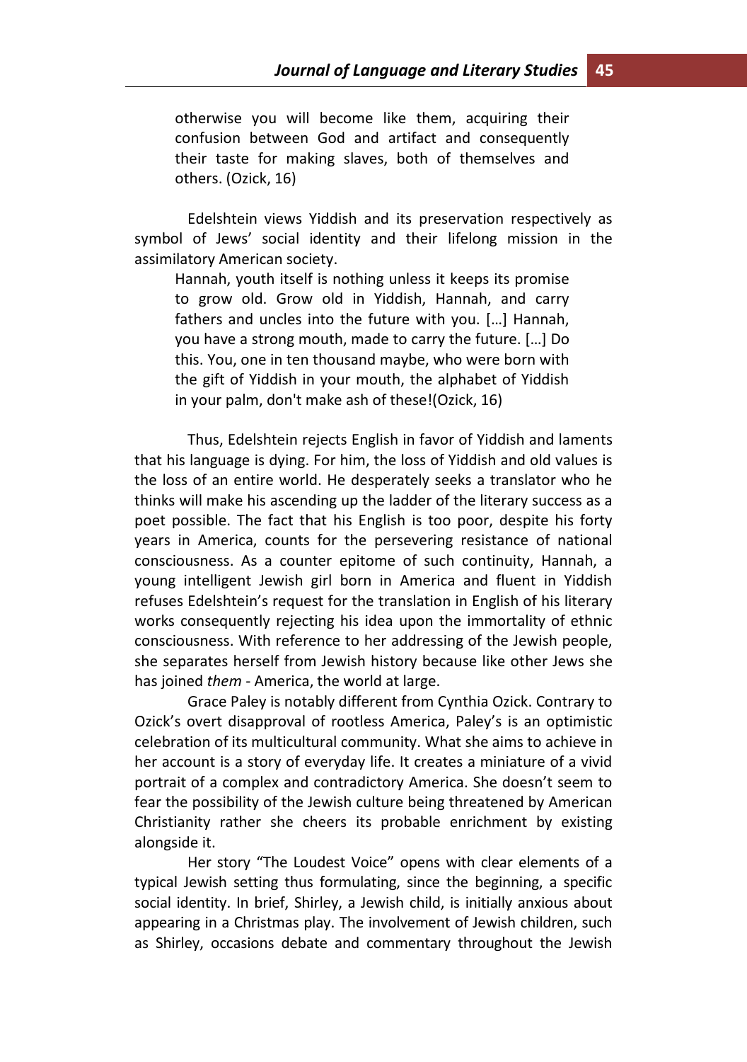> otherwise you will become like them, acquiring their confusion between God and artifact and consequently their taste for making slaves, both of themselves and others. (Ozick, 16)

Edelshtein views Yiddish and its preservation respectively as symbol of Jews' social identity and their lifelong mission in the assimilatory American society.

> Hannah, youth itself is nothing unless it keeps its promise to grow old. Grow old in Yiddish, Hannah, and carry fathers and uncles into the future with you. […] Hannah, you have a strong mouth, made to carry the future. […] Do this. You, one in ten thousand maybe, who were born with the gift of Yiddish in your mouth, the alphabet of Yiddish in your palm, don't make ash of these!(Ozick, 16)

Thus, Edelshtein rejects English in favor of Yiddish and laments that his language is dying. For him, the loss of Yiddish and old values is the loss of an entire world. He desperately seeks a translator who he thinks will make his ascending up the ladder of the literary success as a poet possible. The fact that his English is too poor, despite his forty years in America, counts for the persevering resistance of national consciousness. As a counter epitome of such continuity, Hannah, a young intelligent Jewish girl born in America and fluent in Yiddish refuses Edelshtein's request for the translation in English of his literary works consequently rejecting his idea upon the immortality of ethnic consciousness. With reference to her addressing of the Jewish people, she separates herself from Jewish history because like other Jews she has joined *them* - America, the world at large.

Grace Paley is notably different from Cynthia Ozick. Contrary to Ozick's overt disapproval of rootless America, Paley's is an optimistic celebration of its multicultural community. What she aims to achieve in her account is a story of everyday life. It creates a miniature of a vivid portrait of a complex and contradictory America. She doesn't seem to fear the possibility of the Jewish culture being threatened by American Christianity rather she cheers its probable enrichment by existing alongside it.

Her story "The Loudest Voice" opens with clear elements of a typical Jewish setting thus formulating, since the beginning, a specific social identity. In brief, Shirley, a Jewish child, is initially anxious about appearing in a Christmas play. The involvement of Jewish children, such as Shirley, occasions debate and commentary throughout the Jewish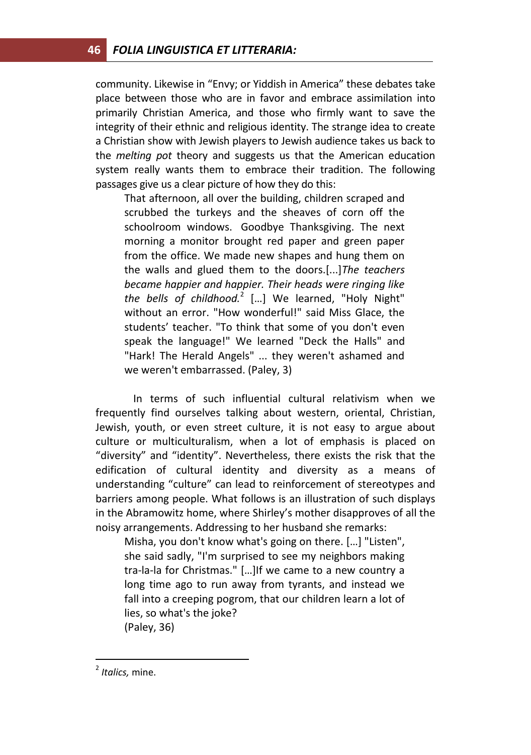community. Likewise in “Envy; or Yiddish in America” these debates take place between those who are in favor and embrace assimilation into primarily Christian America, and those who firmly want to save the integrity of their ethnic and religious identity. The strange idea to create a Christian show with Jewish players to Jewish audience takes us back to the *melting pot* theory and suggests us that the American education system really wants them to embrace their tradition. The following passages give us a clear picture of how they do this:

> That afternoon, all over the building, children scraped and scrubbed the turkeys and the sheaves of corn off the schoolroom windows. Goodbye Thanksgiving. The next morning a monitor brought red paper and green paper from the office. We made new shapes and hung them on the walls and glued them to the doors.[...]*The teachers became happier and happier. Their heads were ringing like the bells of childhood.*[2] […] We learned, "Holy Night" without an error. "How wonderful!" said Miss Glace, the students’ teacher. "To think that some of you don't even speak the language!" We learned "Deck the Halls" and "Hark! The Herald Angels" ... they weren't ashamed and we weren't embarrassed. (Paley, 3)

In terms of such influential cultural relativism when we frequently find ourselves talking about western, oriental, Christian, Jewish, youth, or even street culture, it is not easy to argue about culture or multiculturalism, when a lot of emphasis is placed on “diversity” and “identity”. Nevertheless, there exists the risk that the edification of cultural identity and diversity as a means of understanding “culture” can lead to reinforcement of stereotypes and barriers among people. What follows is an illustration of such displays in the Abramowitz home, where Shirley’s mother disapproves of all the noisy arrangements. Addressing to her husband she remarks:

> Misha, you don't know what's going on there. […] "Listen", she said sadly, "I'm surprised to see my neighbors making tra-la-la for Christmas." […]If we came to a new country a long time ago to run away from tyrants, and instead we fall into a creeping pogrom, that our children learn a lot of lies, so what's the joke?
> (Paley, 36)

---

[2] *Italics,* mine.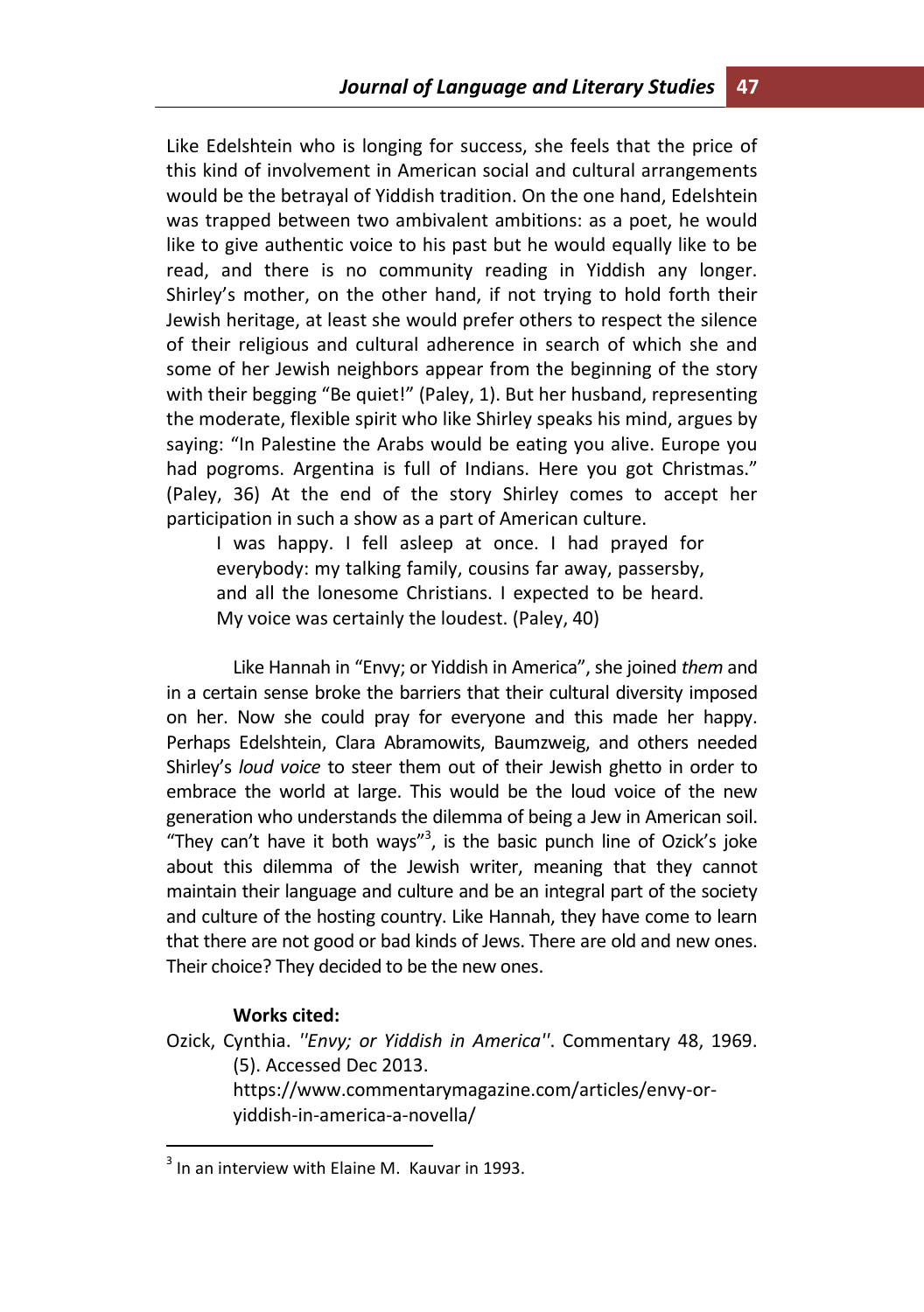Like Edelshtein who is longing for success, she feels that the price of this kind of involvement in American social and cultural arrangements would be the betrayal of Yiddish tradition. On the one hand, Edelshtein was trapped between two ambivalent ambitions: as a poet, he would like to give authentic voice to his past but he would equally like to be read, and there is no community reading in Yiddish any longer. Shirley's mother, on the other hand, if not trying to hold forth their Jewish heritage, at least she would prefer others to respect the silence of their religious and cultural adherence in search of which she and some of her Jewish neighbors appear from the beginning of the story with their begging "Be quiet!" (Paley, 1). But her husband, representing the moderate, flexible spirit who like Shirley speaks his mind, argues by saying: "In Palestine the Arabs would be eating you alive. Europe you had pogroms. Argentina is full of Indians. Here you got Christmas." (Paley, 36) At the end of the story Shirley comes to accept her participation in such a show as a part of American culture.

> I was happy. I fell asleep at once. I had prayed for everybody: my talking family, cousins far away, passersby, and all the lonesome Christians. I expected to be heard. My voice was certainly the loudest. (Paley, 40)

Like Hannah in "Envy; or Yiddish in America", she joined *them* and in a certain sense broke the barriers that their cultural diversity imposed on her. Now she could pray for everyone and this made her happy. Perhaps Edelshtein, Clara Abramowits, Baumzweig, and others needed Shirley's *loud voice* to steer them out of their Jewish ghetto in order to embrace the world at large. This would be the loud voice of the new generation who understands the dilemma of being a Jew in American soil. "They can't have it both ways"[3], is the basic punch line of Ozick's joke about this dilemma of the Jewish writer, meaning that they cannot maintain their language and culture and be an integral part of the society and culture of the hosting country. Like Hannah, they have come to learn that there are not good or bad kinds of Jews. There are old and new ones. Their choice? They decided to be the new ones.

**Works cited:**

Ozick, Cynthia. *''Envy; or Yiddish in America''*. Commentary 48, 1969. (5). Accessed Dec 2013. https://www.commentarymagazine.com/articles/envy-or-yiddish-in-america-a-novella/

[3] In an interview with Elaine M. Kauvar in 1993.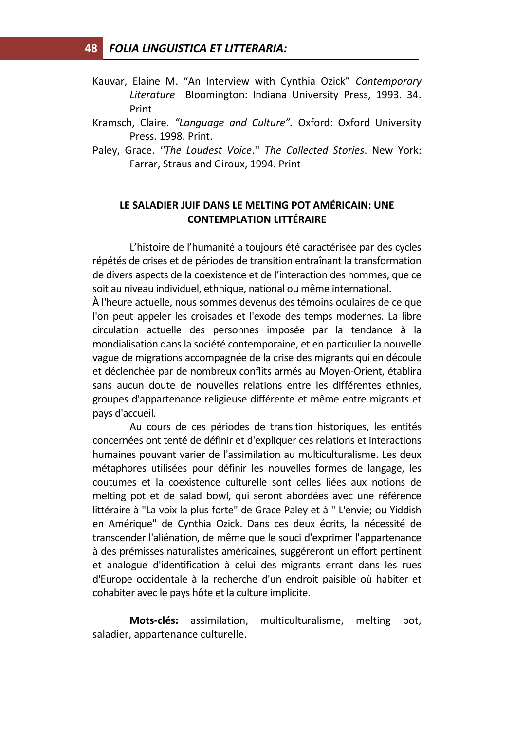Kauvar, Elaine M. "An Interview with Cynthia Ozick" *Contemporary Literature* Bloomington: Indiana University Press, 1993. 34. Print

Kramsch, Claire. *"Language and Culture".* Oxford: Oxford University Press. 1998. Print.

Paley, Grace. *''The Loudest Voice*.'' *The Collected Stories*. New York: Farrar, Straus and Giroux, 1994. Print

## LE SALADIER JUIF DANS LE MELTING POT AMÉRICAIN: UNE CONTEMPLATION LITTÉRAIRE

L'histoire de l'humanité a toujours été caractérisée par des cycles répétés de crises et de périodes de transition entraînant la transformation de divers aspects de la coexistence et de l'interaction des hommes, que ce soit au niveau individuel, ethnique, national ou même international.
À l'heure actuelle, nous sommes devenus des témoins oculaires de ce que l'on peut appeler les croisades et l'exode des temps modernes. La libre circulation actuelle des personnes imposée par la tendance à la mondialisation dans la société contemporaine, et en particulier la nouvelle vague de migrations accompagnée de la crise des migrants qui en découle et déclenchée par de nombreux conflits armés au Moyen-Orient, établira sans aucun doute de nouvelles relations entre les différentes ethnies, groupes d'appartenance religieuse différente et même entre migrants et pays d'accueil.

Au cours de ces périodes de transition historiques, les entités concernées ont tenté de définir et d'expliquer ces relations et interactions humaines pouvant varier de l'assimilation au multiculturalisme. Les deux métaphores utilisées pour définir les nouvelles formes de langage, les coutumes et la coexistence culturelle sont celles liées aux notions de melting pot et de salad bowl, qui seront abordées avec une référence littéraire à "La voix la plus forte" de Grace Paley et à " L'envie; ou Yiddish en Amérique" de Cynthia Ozick. Dans ces deux écrits, la nécessité de transcender l'aliénation, de même que le souci d'exprimer l'appartenance à des prémisses naturalistes américaines, suggéreront un effort pertinent et analogue d'identification à celui des migrants errant dans les rues d'Europe occidentale à la recherche d'un endroit paisible où habiter et cohabiter avec le pays hôte et la culture implicite.

**Mots-clés:** assimilation, multiculturalisme, melting pot, saladier, appartenance culturelle.